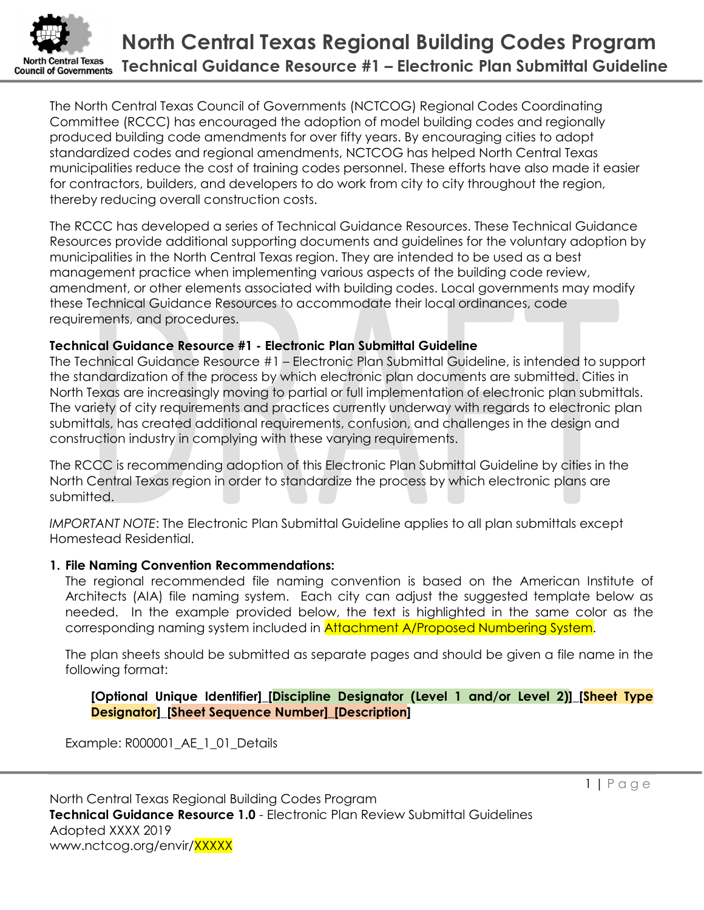# North Central Texas Regional Building Codes Program

## Technical Guidance Resource #1 – Electronic Plan Submittal Guideline

The North Central Texas Council of Governments (NCTCOG) Regional Codes Coordinating Committee (RCCC) has encouraged the adoption of model building codes and regionally produced building code amendments for over fifty years. By encouraging cities to adopt standardized codes and regional amendments, NCTCOG has helped North Central Texas municipalities reduce the cost of training codes personnel. These efforts have also made it easier for contractors, builders, and developers to do work from city to city throughout the region, thereby reducing overall construction costs.

The RCCC has developed a series of Technical Guidance Resources. These Technical Guidance Resources provide additional supporting documents and guidelines for the voluntary adoption by municipalities in the North Central Texas region. They are intended to be used as a best management practice when implementing various aspects of the building code review, amendment, or other elements associated with building codes. Local governments may modify these Technical Guidance Resources to accommodate their local ordinances, code requirements, and procedures.

**Technical Guidance Resource #1 - Electronic Plan Submittal Guideline**

The Technical Guidance Resource #1 – Electronic Plan Submittal Guideline, is intended to support the standardization of the process by which electronic plan documents are submitted. Cities in North Texas are increasingly moving to partial or full implementation of electronic plan submittals. The variety of city requirements and practices currently underway with regards to electronic plan submittals, has created additional requirements, confusion, and challenges in the design and construction industry in complying with these varying requirements.

The RCCC is recommending adoption of this Electronic Plan Submittal Guideline by cities in the North Central Texas region in order to standardize the process by which electronic plans are submitted.

*IMPORTANT NOTE*: The Electronic Plan Submittal Guideline applies to all plan submittals except Homestead Residential.

1. **File Naming Convention Recommendations:**

   The regional recommended file naming convention is based on the American Institute of Architects (AIA) file naming system. Each city can adjust the suggested template below as needed. In the example provided below, the text is highlighted in the same color as the corresponding naming system included in Attachment A/Proposed Numbering System.

   The plan sheets should be submitted as separate pages and should be given a file name in the following format:

   **[Optional Unique Identifier]_[Discipline Designator (Level 1 and/or Level 2)]_[Sheet Type Designator]_[Sheet Sequence Number]_[Description]**

   Example: R000001_AE_1_01_Details

North Central Texas Regional Building Codes Program
**Technical Guidance Resource 1.0** - Electronic Plan Review Submittal Guidelines
Adopted XXXX 2019
www.nctcog.org/envir/XXXXX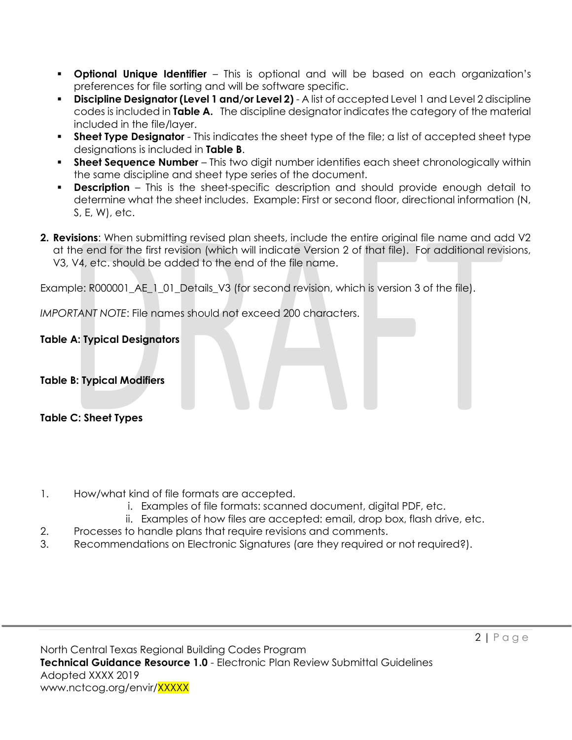- **Optional Unique Identifier** – This is optional and will be based on each organization's preferences for file sorting and will be software specific.
- **Discipline Designator (Level 1 and/or Level 2)** - A list of accepted Level 1 and Level 2 discipline codes is included in **Table A.** The discipline designator indicates the category of the material included in the file/layer.
- **Sheet Type Designator** - This indicates the sheet type of the file; a list of accepted sheet type designations is included in **Table B**.
- **Sheet Sequence Number** – This two digit number identifies each sheet chronologically within the same discipline and sheet type series of the document.
- **Description** – This is the sheet-specific description and should provide enough detail to determine what the sheet includes. Example: First or second floor, directional information (N, S, E, W), etc.

2. **Revisions**: When submitting revised plan sheets, include the entire original file name and add V2 at the end for the first revision (which will indicate Version 2 of that file). For additional revisions, V3, V4, etc. should be added to the end of the file name.

Example: R000001_AE_1_01_Details_V3 (for second revision, which is version 3 of the file).

*IMPORTANT NOTE*: File names should not exceed 200 characters.

**Table A: Typical Designators**

**Table B: Typical Modifiers**

**Table C: Sheet Types**

1. How/what kind of file formats are accepted.
   i. Examples of file formats: scanned document, digital PDF, etc.
   ii. Examples of how files are accepted: email, drop box, flash drive, etc.
2. Processes to handle plans that require revisions and comments.
3. Recommendations on Electronic Signatures (are they required or not required?).

North Central Texas Regional Building Codes Program
**Technical Guidance Resource 1.0** - Electronic Plan Review Submittal Guidelines
Adopted XXXX 2019
www.nctcog.org/envir/XXXXX